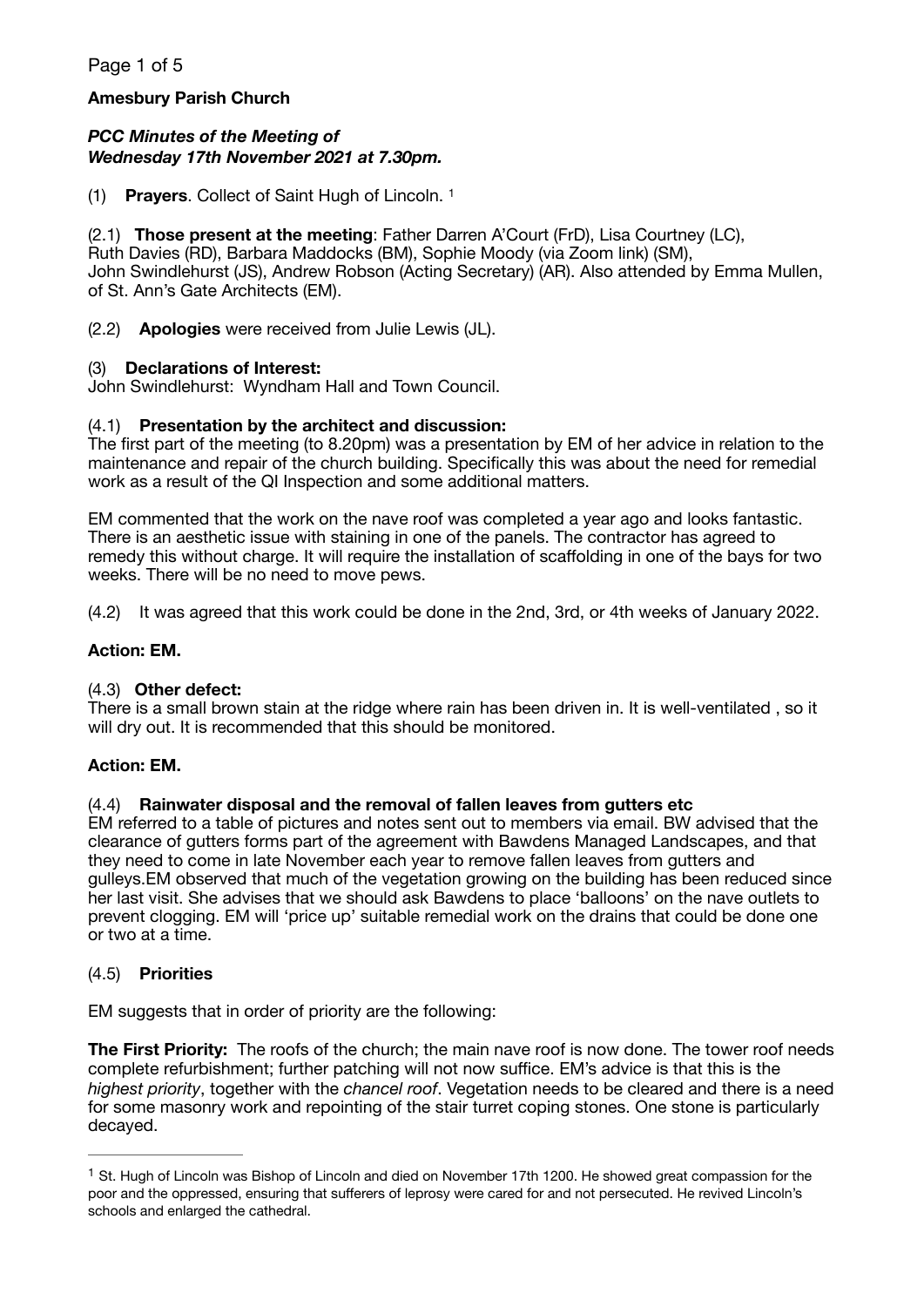**Amesbury Parish Church**

***PCC Minutes of the Meeting of***
***Wednesday 17th November 2021 at 7.30pm.***

(1) **Prayers**. Collect of Saint Hugh of Lincoln. [1]

(2.1) **Those present at the meeting**: Father Darren A'Court (FrD), Lisa Courtney (LC), Ruth Davies (RD), Barbara Maddocks (BM), Sophie Moody (via Zoom link) (SM), John Swindlehurst (JS), Andrew Robson (Acting Secretary) (AR). Also attended by Emma Mullen, of St. Ann's Gate Architects (EM).

(2.2) **Apologies** were received from Julie Lewis (JL).

(3) **Declarations of Interest:**
John Swindlehurst: Wyndham Hall and Town Council.

(4.1) **Presentation by the architect and discussion:**
The first part of the meeting (to 8.20pm) was a presentation by EM of her advice in relation to the maintenance and repair of the church building. Specifically this was about the need for remedial work as a result of the QI Inspection and some additional matters.

EM commented that the work on the nave roof was completed a year ago and looks fantastic. There is an aesthetic issue with staining in one of the panels. The contractor has agreed to remedy this without charge. It will require the installation of scaffolding in one of the bays for two weeks. There will be no need to move pews.

(4.2) It was agreed that this work could be done in the 2nd, 3rd, or 4th weeks of January 2022.

**Action: EM.**

(4.3) **Other defect:**
There is a small brown stain at the ridge where rain has been driven in. It is well-ventilated , so it will dry out. It is recommended that this should be monitored.

**Action: EM.**

(4.4) **Rainwater disposal and the removal of fallen leaves from gutters etc**
EM referred to a table of pictures and notes sent out to members via email. BW advised that the clearance of gutters forms part of the agreement with Bawdens Managed Landscapes, and that they need to come in late November each year to remove fallen leaves from gutters and gulleys.EM observed that much of the vegetation growing on the building has been reduced since her last visit. She advises that we should ask Bawdens to place 'balloons' on the nave outlets to prevent clogging. EM will 'price up' suitable remedial work on the drains that could be done one or two at a time.

(4.5) **Priorities**

EM suggests that in order of priority are the following:

**The First Priority:** The roofs of the church; the main nave roof is now done. The tower roof needs complete refurbishment; further patching will not now suffice. EM's advice is that this is the *highest priority*, together with the *chancel roof*. Vegetation needs to be cleared and there is a need for some masonry work and repointing of the stair turret coping stones. One stone is particularly decayed.

---

[1] St. Hugh of Lincoln was Bishop of Lincoln and died on November 17th 1200. He showed great compassion for the poor and the oppressed, ensuring that sufferers of leprosy were cared for and not persecuted. He revived Lincoln's schools and enlarged the cathedral.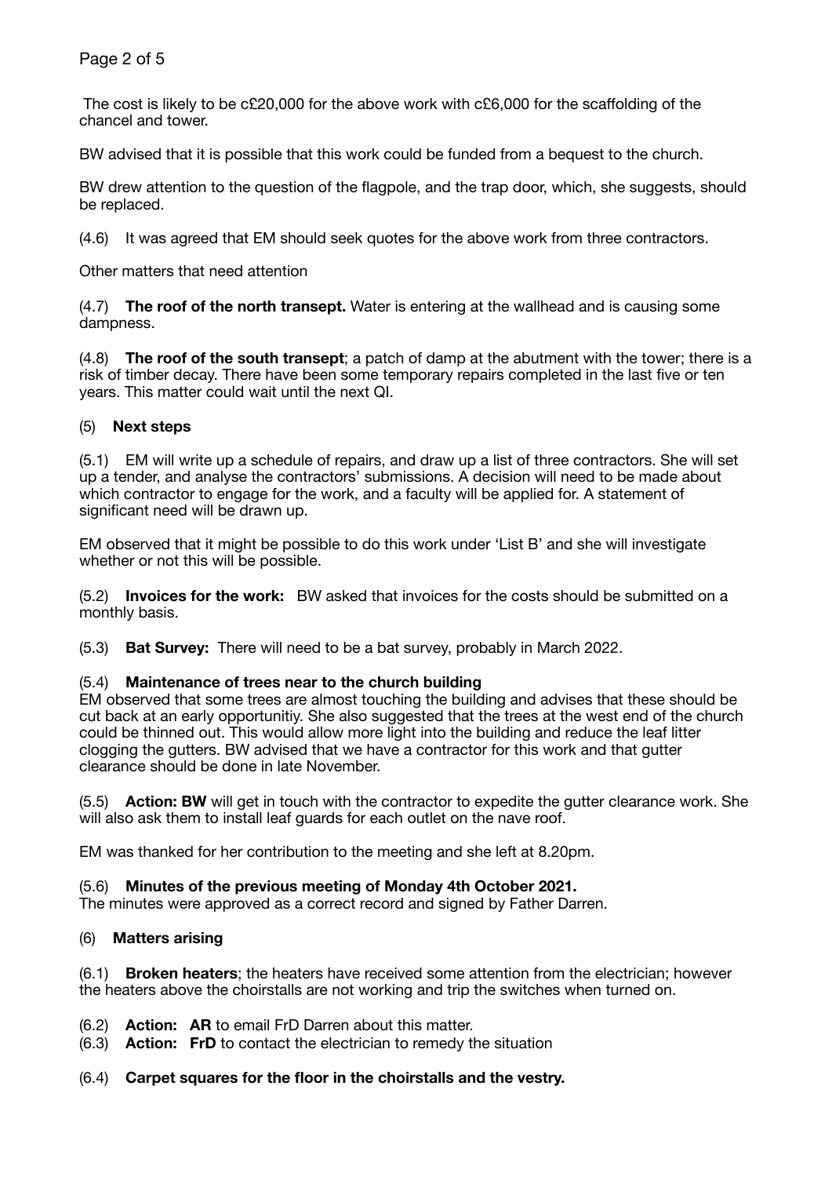The cost is likely to be c£20,000 for the above work with c£6,000 for the scaffolding of the chancel and tower.

BW advised that it is possible that this work could be funded from a bequest to the church.

BW drew attention to the question of the flagpole, and the trap door, which, she suggests, should be replaced.

(4.6) It was agreed that EM should seek quotes for the above work from three contractors.

Other matters that need attention

(4.7) **The roof of the north transept.** Water is entering at the wallhead and is causing some dampness.

(4.8) **The roof of the south transept**; a patch of damp at the abutment with the tower; there is a risk of timber decay. There have been some temporary repairs completed in the last five or ten years. This matter could wait until the next QI.

(5) **Next steps**

(5.1) EM will write up a schedule of repairs, and draw up a list of three contractors. She will set up a tender, and analyse the contractors' submissions. A decision will need to be made about which contractor to engage for the work, and a faculty will be applied for. A statement of significant need will be drawn up.

EM observed that it might be possible to do this work under 'List B' and she will investigate whether or not this will be possible.

(5.2) **Invoices for the work:** BW asked that invoices for the costs should be submitted on a monthly basis.

(5.3) **Bat Survey:** There will need to be a bat survey, probably in March 2022.

(5.4) **Maintenance of trees near to the church building**
EM observed that some trees are almost touching the building and advises that these should be cut back at an early opportunitiy. She also suggested that the trees at the west end of the church could be thinned out. This would allow more light into the building and reduce the leaf litter clogging the gutters. BW advised that we have a contractor for this work and that gutter clearance should be done in late November.

(5.5) **Action: BW** will get in touch with the contractor to expedite the gutter clearance work. She will also ask them to install leaf guards for each outlet on the nave roof.

EM was thanked for her contribution to the meeting and she left at 8.20pm.

(5.6) **Minutes of the previous meeting of Monday 4th October 2021.**
The minutes were approved as a correct record and signed by Father Darren.

(6) **Matters arising**

(6.1) **Broken heaters**; the heaters have received some attention from the electrician; however the heaters above the choirstalls are not working and trip the switches when turned on.

(6.2) **Action: AR** to email FrD Darren about this matter.
(6.3) **Action: FrD** to contact the electrician to remedy the situation

(6.4) **Carpet squares for the floor in the choirstalls and the vestry.**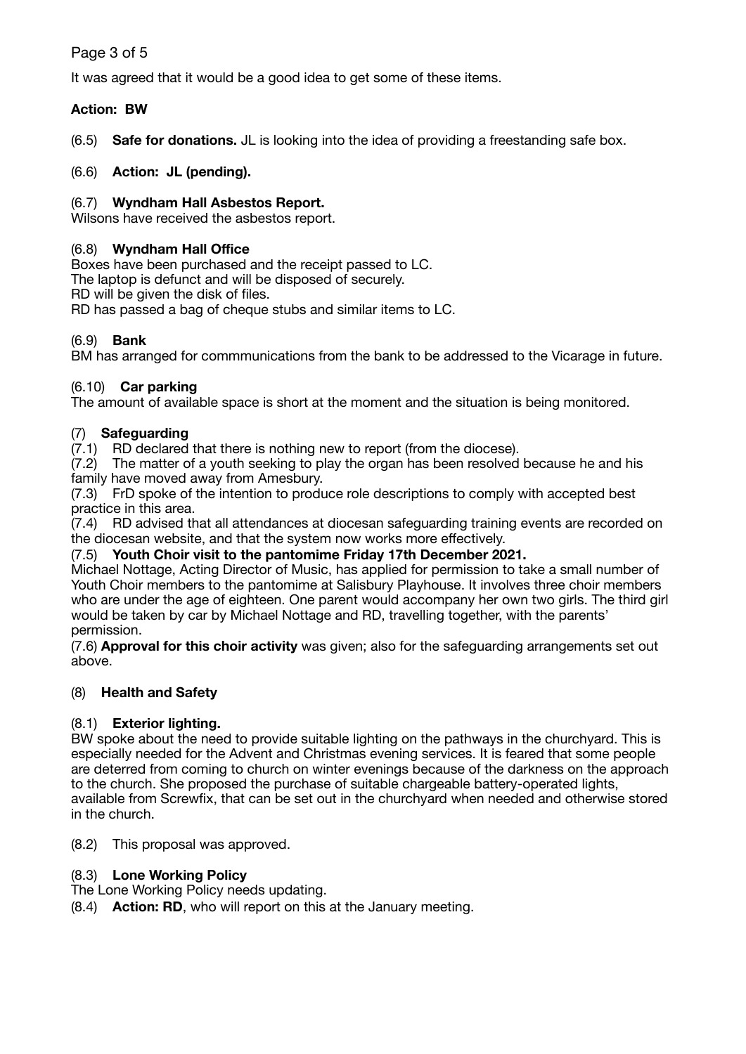It was agreed that it would be a good idea to get some of these items.

**Action: BW**

(6.5) **Safe for donations.** JL is looking into the idea of providing a freestanding safe box.

(6.6) **Action: JL (pending).**

(6.7) **Wyndham Hall Asbestos Report.**
Wilsons have received the asbestos report.

(6.8) **Wyndham Hall Office**
Boxes have been purchased and the receipt passed to LC.
The laptop is defunct and will be disposed of securely.
RD will be given the disk of files.
RD has passed a bag of cheque stubs and similar items to LC.

(6.9) **Bank**
BM has arranged for commmunications from the bank to be addressed to the Vicarage in future.

(6.10) **Car parking**
The amount of available space is short at the moment and the situation is being monitored.

(7) **Safeguarding**
(7.1) RD declared that there is nothing new to report (from the diocese).
(7.2) The matter of a youth seeking to play the organ has been resolved because he and his family have moved away from Amesbury.
(7.3) FrD spoke of the intention to produce role descriptions to comply with accepted best practice in this area.
(7.4) RD advised that all attendances at diocesan safeguarding training events are recorded on the diocesan website, and that the system now works more effectively.
(7.5) **Youth Choir visit to the pantomime Friday 17th December 2021.**
Michael Nottage, Acting Director of Music, has applied for permission to take a small number of Youth Choir members to the pantomime at Salisbury Playhouse. It involves three choir members who are under the age of eighteen. One parent would accompany her own two girls. The third girl would be taken by car by Michael Nottage and RD, travelling together, with the parents' permission.
(7.6) **Approval for this choir activity** was given; also for the safeguarding arrangements set out above.

(8) **Health and Safety**

(8.1) **Exterior lighting.**
BW spoke about the need to provide suitable lighting on the pathways in the churchyard. This is especially needed for the Advent and Christmas evening services. It is feared that some people are deterred from coming to church on winter evenings because of the darkness on the approach to the church. She proposed the purchase of suitable chargeable battery-operated lights, available from Screwfix, that can be set out in the churchyard when needed and otherwise stored in the church.

(8.2) This proposal was approved.

(8.3) **Lone Working Policy**
The Lone Working Policy needs updating.
(8.4) **Action: RD**, who will report on this at the January meeting.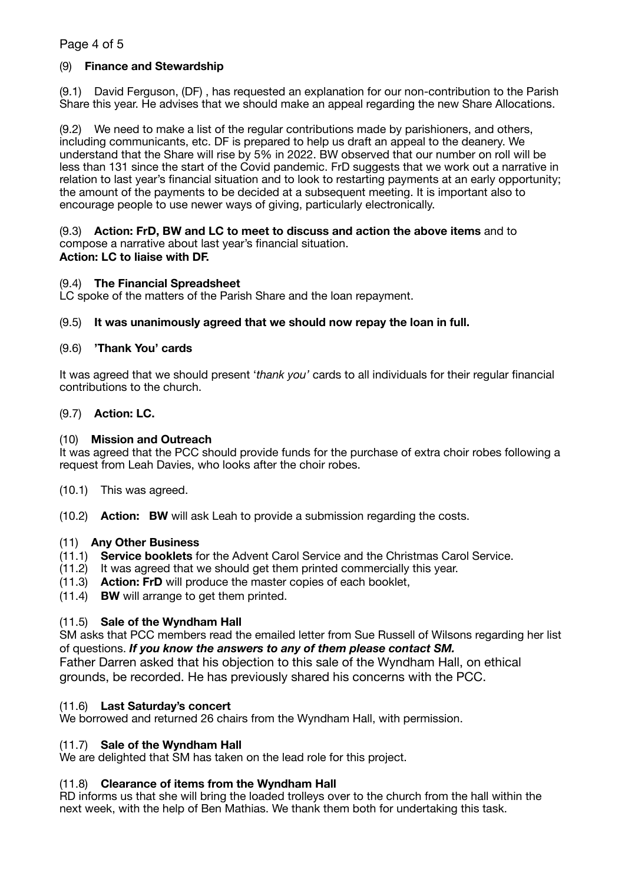(9) **Finance and Stewardship**

(9.1) David Ferguson, (DF) , has requested an explanation for our non-contribution to the Parish Share this year. He advises that we should make an appeal regarding the new Share Allocations.

(9.2) We need to make a list of the regular contributions made by parishioners, and others, including communicants, etc. DF is prepared to help us draft an appeal to the deanery. We understand that the Share will rise by 5% in 2022. BW observed that our number on roll will be less than 131 since the start of the Covid pandemic. FrD suggests that we work out a narrative in relation to last year's financial situation and to look to restarting payments at an early opportunity; the amount of the payments to be decided at a subsequent meeting. It is important also to encourage people to use newer ways of giving, particularly electronically.

(9.3) **Action: FrD, BW and LC to meet to discuss and action the above items** and to compose a narrative about last year's financial situation.
**Action: LC to liaise with DF.**

(9.4) **The Financial Spreadsheet**
LC spoke of the matters of the Parish Share and the loan repayment.

(9.5) **It was unanimously agreed that we should now repay the loan in full.**

(9.6) **'Thank You' cards**

It was agreed that we should present '*thank you'* cards to all individuals for their regular financial contributions to the church.

(9.7) **Action: LC.**

(10) **Mission and Outreach**
It was agreed that the PCC should provide funds for the purchase of extra choir robes following a request from Leah Davies, who looks after the choir robes.

(10.1) This was agreed.

(10.2) **Action: BW** will ask Leah to provide a submission regarding the costs.

(11) **Any Other Business**
(11.1) **Service booklets** for the Advent Carol Service and the Christmas Carol Service.
(11.2) It was agreed that we should get them printed commercially this year.
(11.3) **Action: FrD** will produce the master copies of each booklet,
(11.4) **BW** will arrange to get them printed.

(11.5) **Sale of the Wyndham Hall**
SM asks that PCC members read the emailed letter from Sue Russell of Wilsons regarding her list of questions. ***If you know the answers to any of them please contact SM.***
Father Darren asked that his objection to this sale of the Wyndham Hall, on ethical grounds, be recorded. He has previously shared his concerns with the PCC.

(11.6) **Last Saturday's concert**
We borrowed and returned 26 chairs from the Wyndham Hall, with permission.

(11.7) **Sale of the Wyndham Hall**
We are delighted that SM has taken on the lead role for this project.

(11.8) **Clearance of items from the Wyndham Hall**
RD informs us that she will bring the loaded trolleys over to the church from the hall within the next week, with the help of Ben Mathias. We thank them both for undertaking this task.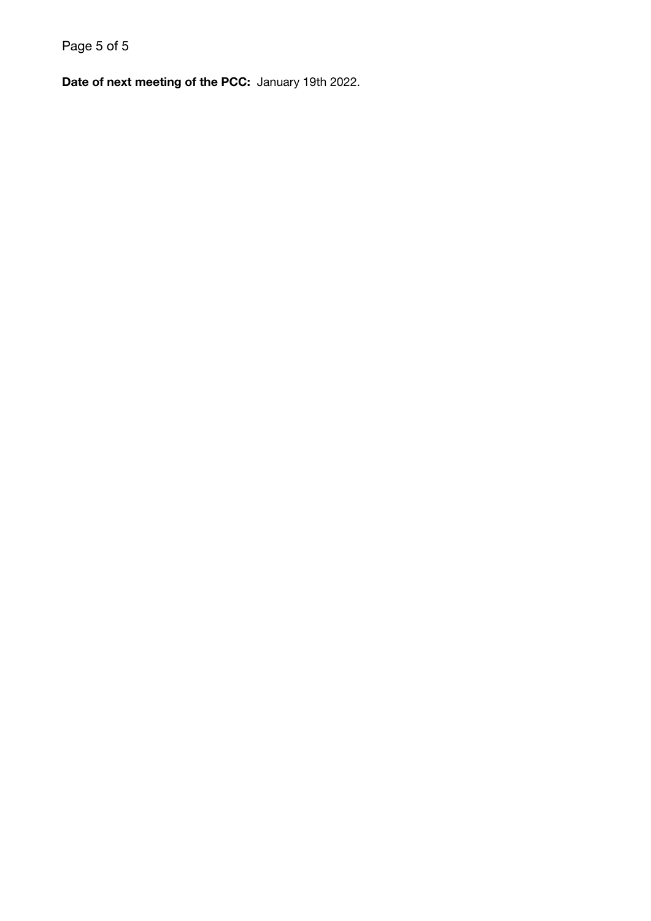**Date of next meeting of the PCC:** January 19th 2022.